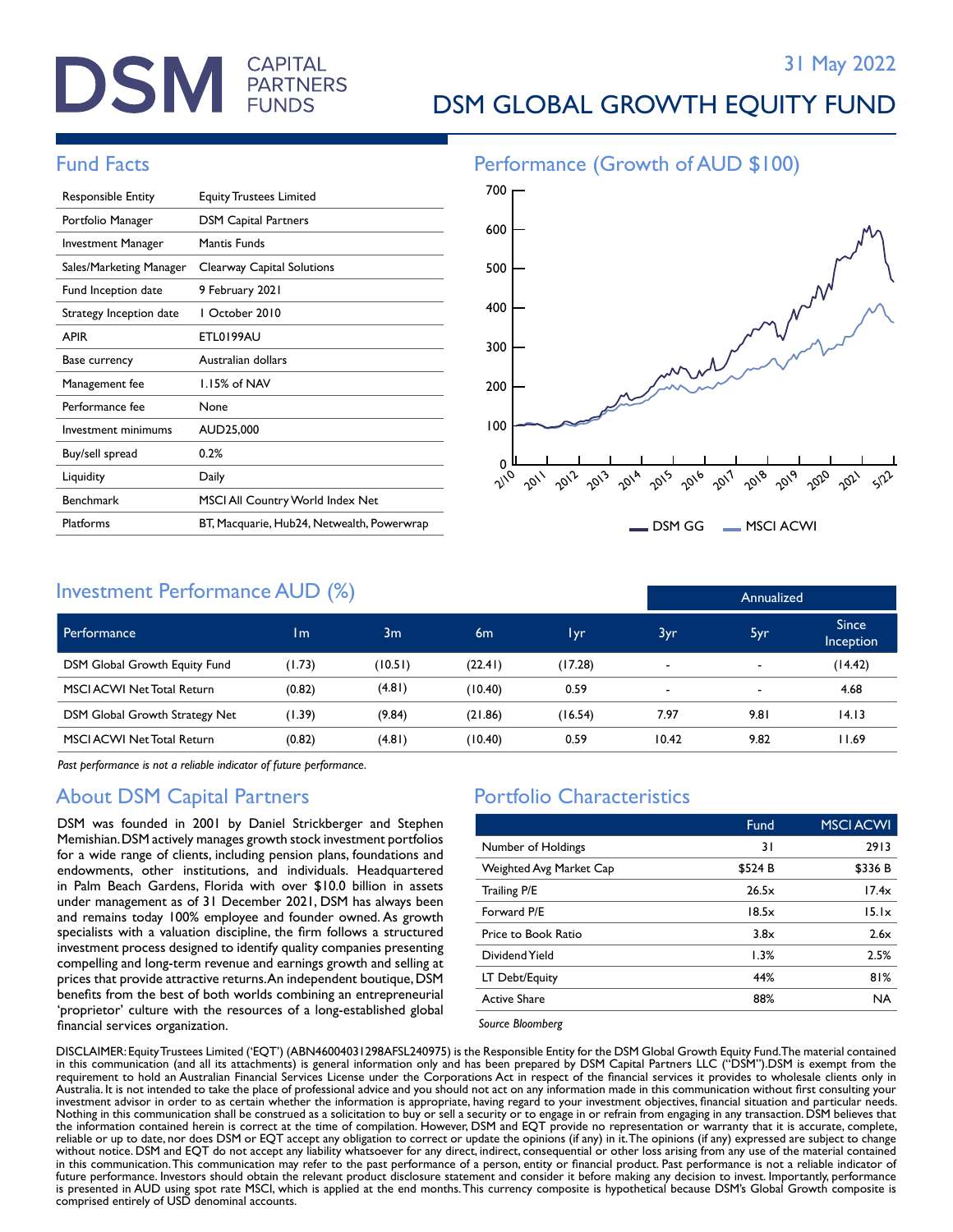# DSM CAPITAL PARTNERS FUNDS

31 May 2022

# DSM GLOBAL GROWTH EQUITY FUND

## Fund Facts

| | |
|---|---|
| Responsible Entity | Equity Trustees Limited |
| Portfolio Manager | DSM Capital Partners |
| Investment Manager | Mantis Funds |
| Sales/Marketing Manager | Clearway Capital Solutions |
| Fund Inception date | 9 February 2021 |
| Strategy Inception date | 1 October 2010 |
| APIR | ETL0199AU |
| Base currency | Australian dollars |
| Management fee | 1.15% of NAV |
| Performance fee | None |
| Investment minimums | AUD25,000 |
| Buy/sell spread | 0.2% |
| Liquidity | Daily |
| Benchmark | MSCI All Country World Index Net |
| Platforms | BT, Macquarie, Hub24, Netwealth, Powerwrap |

## Performance (Growth of AUD $100)

Y-axis: 0, 100, 200, 300, 400, 500, 600, 700
X-axis: 2/10, 2011, 2012, 2013, 2014, 2015, 2016, 2017, 2018, 2019, 2020, 2021, 5/22

Legend: DSM GG, MSCI ACWI

## Investment Performance AUD (%)

| Performance | 1m | 3m | 6m | 1yr | 3yr (Annualized) | 5yr (Annualized) | Since Inception (Annualized) |
|---|---|---|---|---|---|---|---|
| DSM Global Growth Equity Fund | (1.73) | (10.51) | (22.41) | (17.28) | - | - | (14.42) |
| MSCI ACWI Net Total Return | (0.82) | (4.81) | (10.40) | 0.59 | - | - | 4.68 |
| DSM Global Growth Strategy Net | (1.39) | (9.84) | (21.86) | (16.54) | 7.97 | 9.81 | 14.13 |
| MSCI ACWI Net Total Return | (0.82) | (4.81) | (10.40) | 0.59 | 10.42 | 9.82 | 11.69 |

*Past performance is not a reliable indicator of future performance.*

## About DSM Capital Partners

DSM was founded in 2001 by Daniel Strickberger and Stephen Memishian. DSM actively manages growth stock investment portfolios for a wide range of clients, including pension plans, foundations and endowments, other institutions, and individuals. Headquartered in Palm Beach Gardens, Florida with over $10.0 billion in assets under management as of 31 December 2021, DSM has always been and remains today 100% employee and founder owned. As growth specialists with a valuation discipline, the firm follows a structured investment process designed to identify quality companies presenting compelling and long-term revenue and earnings growth and selling at prices that provide attractive returns. An independent boutique, DSM benefits from the best of both worlds combining an entrepreneurial 'proprietor' culture with the resources of a long-established global financial services organization.

## Portfolio Characteristics

| | Fund | MSCI ACWI |
|---|---|---|
| Number of Holdings | 31 | 2913 |
| Weighted Avg Market Cap | $524 B | $336 B |
| Trailing P/E | 26.5x | 17.4x |
| Forward P/E | 18.5x | 15.1x |
| Price to Book Ratio | 3.8x | 2.6x |
| Dividend Yield | 1.3% | 2.5% |
| LT Debt/Equity | 44% | 81% |
| Active Share | 88% | NA |

*Source Bloomberg*

DISCLAIMER: Equity Trustees Limited ('EQT') (ABN46004031298AFSL240975) is the Responsible Entity for the DSM Global Growth Equity Fund. The material contained in this communication (and all its attachments) is general information only and has been prepared by DSM Capital Partners LLC ("DSM"). DSM is exempt from the requirement to hold an Australian Financial Services License under the Corporations Act in respect of the financial services it provides to wholesale clients only in Australia. It is not intended to take the place of professional advice and you should not act on any information made in this communication without first consulting your investment advisor in order to as certain whether the information is appropriate, having regard to your investment objectives, financial situation and particular needs. Nothing in this communication shall be construed as a solicitation to buy or sell a security or to engage in or refrain from engaging in any transaction. DSM believes that the information contained herein is correct at the time of compilation. However, DSM and EQT provide no representation or warranty that it is accurate, complete, reliable or up to date, nor does DSM or EQT accept any obligation to correct or update the opinions (if any) in it. The opinions (if any) expressed are subject to change without notice. DSM and EQT do not accept any liability whatsoever for any direct, indirect, consequential or other loss arising from any use of the material contained in this communication. This communication may refer to the past performance of a person, entity or financial product. Past performance is not a reliable indicator of future performance. Investors should obtain the relevant product disclosure statement and consider it before making any decision to invest. Importantly, performance is presented in AUD using spot rate MSCI, which is applied at the end months. This currency composite is hypothetical because DSM's Global Growth composite is comprised entirely of USD denominal accounts.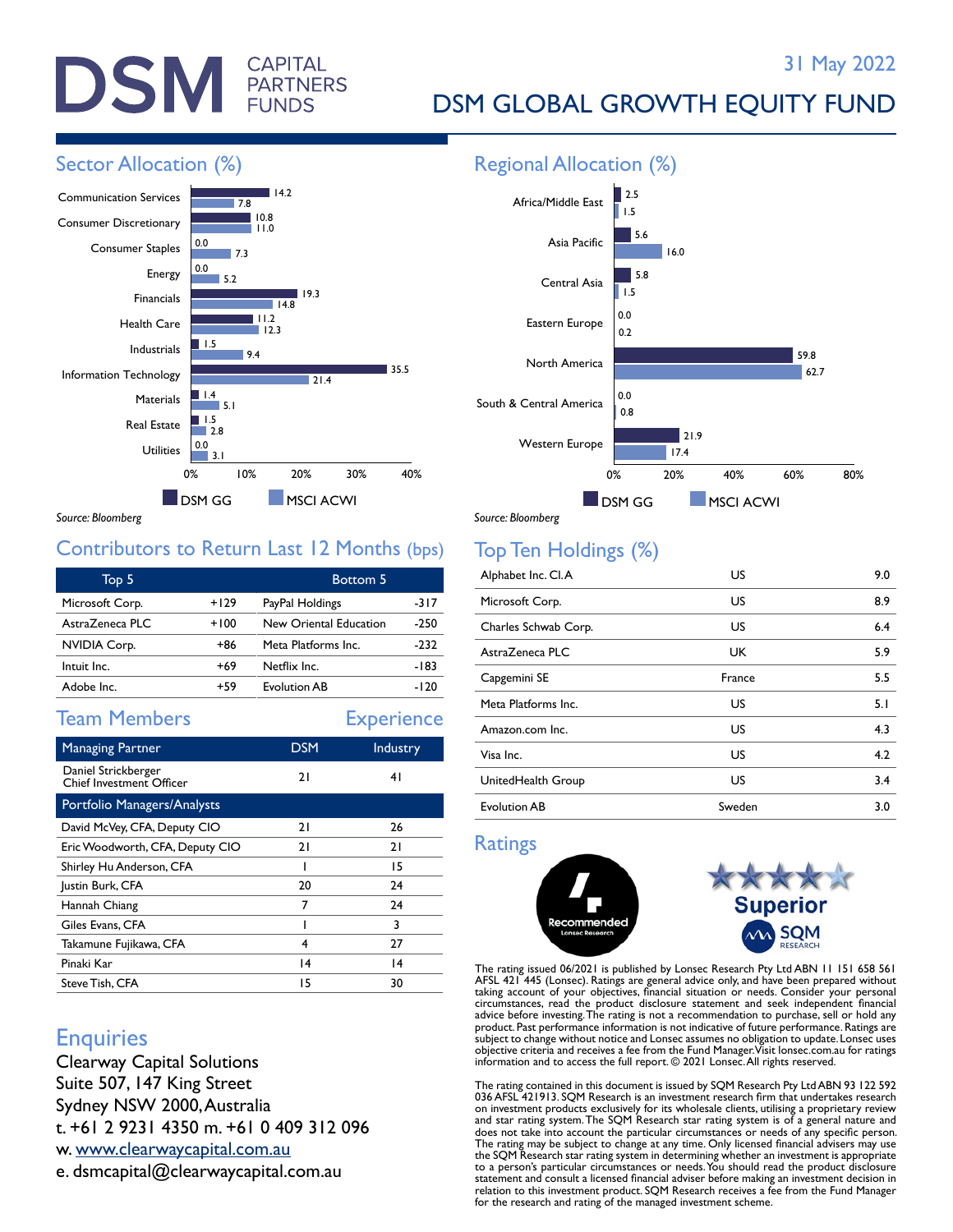# DSM CAPITAL PARTNERS FUNDS

31 May 2022

# DSM GLOBAL GROWTH EQUITY FUND

## Sector Allocation (%)

Communication Services 14.2 7.8
Consumer Discretionary 10.8 11.0
Consumer Staples 0.0 7.3
Energy 0.0 5.2
Financials 19.3 14.8
Health Care 11.2 12.3
Industrials 1.5 9.4
Information Technology 35.5 21.4
Materials 1.4 5.1
Real Estate 1.5 2.8
Utilities 0.0 3.1

0% 10% 20% 30% 40%

DSM GG MSCI ACWI

*Source: Bloomberg*

## Regional Allocation (%)

Africa/Middle East 2.5 1.5
Asia Pacific 5.6 16.0
Central Asia 5.8 1.5
Eastern Europe 0.0 0.2
North America 59.8 62.7
South & Central America 0.0 0.8
Western Europe 21.9 17.4

0% 20% 40% 60% 80%

DSM GG MSCI ACWI

*Source: Bloomberg*

## Contributors to Return Last 12 Months (bps)

| Top 5 | | Bottom 5 | |
|---|---|---|---|
| Microsoft Corp. | +129 | PayPal Holdings | -317 |
| AstraZeneca PLC | +100 | New Oriental Education | -250 |
| NVIDIA Corp. | +86 | Meta Platforms Inc. | -232 |
| Intuit Inc. | +69 | Netflix Inc. | -183 |
| Adobe Inc. | +59 | Evolution AB | -120 |

## Top Ten Holdings (%)

| | | |
|---|---|---|
| Alphabet Inc. Cl.A | US | 9.0 |
| Microsoft Corp. | US | 8.9 |
| Charles Schwab Corp. | US | 6.4 |
| AstraZeneca PLC | UK | 5.9 |
| Capgemini SE | France | 5.5 |
| Meta Platforms Inc. | US | 5.1 |
| Amazon.com Inc. | US | 4.3 |
| Visa Inc. | US | 4.2 |
| UnitedHealth Group | US | 3.4 |
| Evolution AB | Sweden | 3.0 |

## Team Members / Experience

| Managing Partner | DSM | Industry |
|---|---|---|
| Daniel Strickberger<br>Chief Investment Officer | 21 | 41 |
| **Portfolio Managers/Analysts** | | |
| David McVey, CFA, Deputy CIO | 21 | 26 |
| Eric Woodworth, CFA, Deputy CIO | 21 | 21 |
| Shirley Hu Anderson, CFA | 1 | 15 |
| Justin Burk, CFA | 20 | 24 |
| Hannah Chiang | 7 | 24 |
| Giles Evans, CFA | 1 | 3 |
| Takamune Fujikawa, CFA | 4 | 27 |
| Pinaki Kar | 14 | 14 |
| Steve Tish, CFA | 15 | 30 |

## Ratings

Recommended Lonsec Research

Superior SQM Research

The rating issued 06/2021 is published by Lonsec Research Pty Ltd ABN 11 151 658 561 AFSL 421 445 (Lonsec). Ratings are general advice only, and have been prepared without taking account of your objectives, financial situation or needs. Consider your personal circumstances, read the product disclosure statement and seek independent financial advice before investing. The rating is not a recommendation to purchase, sell or hold any product. Past performance information is not indicative of future performance. Ratings are subject to change without notice and Lonsec assumes no obligation to update. Lonsec uses objective criteria and receives a fee from the Fund Manager. Visit lonsec.com.au for ratings information and to access the full report. © 2021 Lonsec. All rights reserved.

The rating contained in this document is issued by SQM Research Pty Ltd ABN 93 122 592 036 AFSL 421913. SQM Research is an investment research firm that undertakes research on investment products exclusively for its wholesale clients, utilising a proprietary review and star rating system. The SQM Research star rating system is of a general nature and does not take into account the particular circumstances or needs of any specific person. The rating may be subject to change at any time. Only licensed financial advisers may use the SQM Research star rating system in determining whether an investment is appropriate to a person's particular circumstances or needs. You should read the product disclosure statement and consult a licensed financial adviser before making an investment decision in relation to this investment product. SQM Research receives a fee from the Fund Manager for the research and rating of the managed investment scheme.

## Enquiries

Clearway Capital Solutions
Suite 507, 147 King Street
Sydney NSW 2000, Australia
t. +61 2 9231 4350 m. +61 0 409 312 096
w. www.clearwaycapital.com.au
e. dsmcapital@clearwaycapital.com.au